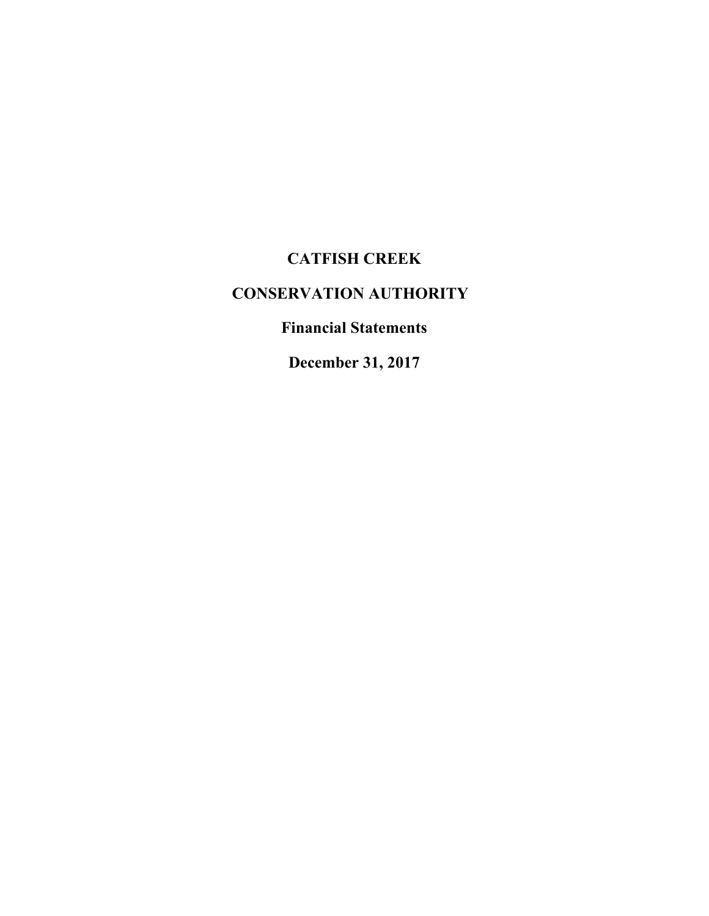# CATFISH CREEK

# CONSERVATION AUTHORITY

## Financial Statements

## December 31, 2017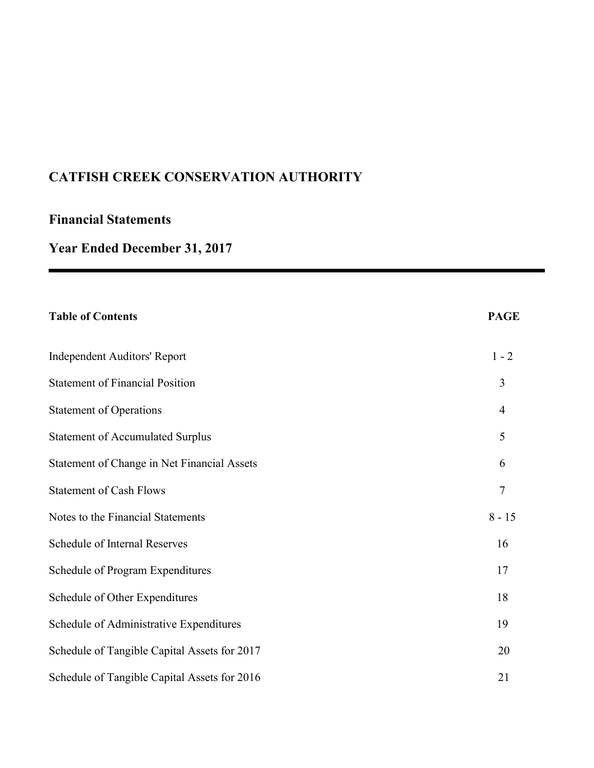# CATFISH CREEK CONSERVATION AUTHORITY

## Financial Statements

## Year Ended December 31, 2017

| **Table of Contents** | **PAGE** |
|---|---|
| Independent Auditors' Report | 1 - 2 |
| Statement of Financial Position | 3 |
| Statement of Operations | 4 |
| Statement of Accumulated Surplus | 5 |
| Statement of Change in Net Financial Assets | 6 |
| Statement of Cash Flows | 7 |
| Notes to the Financial Statements | 8 - 15 |
| Schedule of Internal Reserves | 16 |
| Schedule of Program Expenditures | 17 |
| Schedule of Other Expenditures | 18 |
| Schedule of Administrative Expenditures | 19 |
| Schedule of Tangible Capital Assets for 2017 | 20 |
| Schedule of Tangible Capital Assets for 2016 | 21 |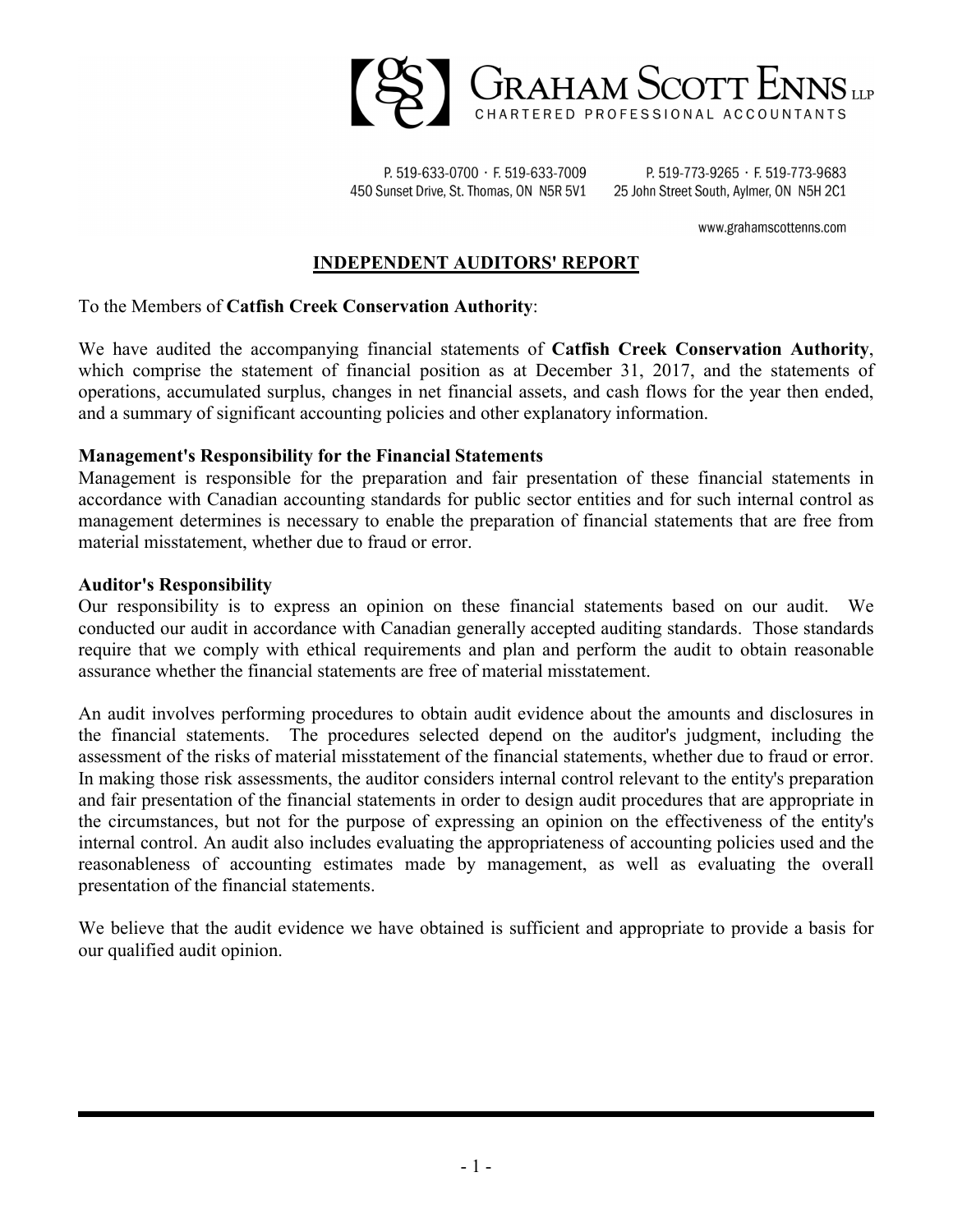**GRAHAM SCOTT ENNS LLP**
CHARTERED PROFESSIONAL ACCOUNTANTS

P. 519-633-0700 · F. 519-633-7009
450 Sunset Drive, St. Thomas, ON N5R 5V1

P. 519-773-9265 · F. 519-773-9683
25 John Street South, Aylmer, ON N5H 2C1

www.grahamscottenns.com

## INDEPENDENT AUDITORS' REPORT

To the Members of **Catfish Creek Conservation Authority**:

We have audited the accompanying financial statements of **Catfish Creek Conservation Authority**, which comprise the statement of financial position as at December 31, 2017, and the statements of operations, accumulated surplus, changes in net financial assets, and cash flows for the year then ended, and a summary of significant accounting policies and other explanatory information.

**Management's Responsibility for the Financial Statements**

Management is responsible for the preparation and fair presentation of these financial statements in accordance with Canadian accounting standards for public sector entities and for such internal control as management determines is necessary to enable the preparation of financial statements that are free from material misstatement, whether due to fraud or error.

**Auditor's Responsibility**

Our responsibility is to express an opinion on these financial statements based on our audit. We conducted our audit in accordance with Canadian generally accepted auditing standards. Those standards require that we comply with ethical requirements and plan and perform the audit to obtain reasonable assurance whether the financial statements are free of material misstatement.

An audit involves performing procedures to obtain audit evidence about the amounts and disclosures in the financial statements. The procedures selected depend on the auditor's judgment, including the assessment of the risks of material misstatement of the financial statements, whether due to fraud or error. In making those risk assessments, the auditor considers internal control relevant to the entity's preparation and fair presentation of the financial statements in order to design audit procedures that are appropriate in the circumstances, but not for the purpose of expressing an opinion on the effectiveness of the entity's internal control. An audit also includes evaluating the appropriateness of accounting policies used and the reasonableness of accounting estimates made by management, as well as evaluating the overall presentation of the financial statements.

We believe that the audit evidence we have obtained is sufficient and appropriate to provide a basis for our qualified audit opinion.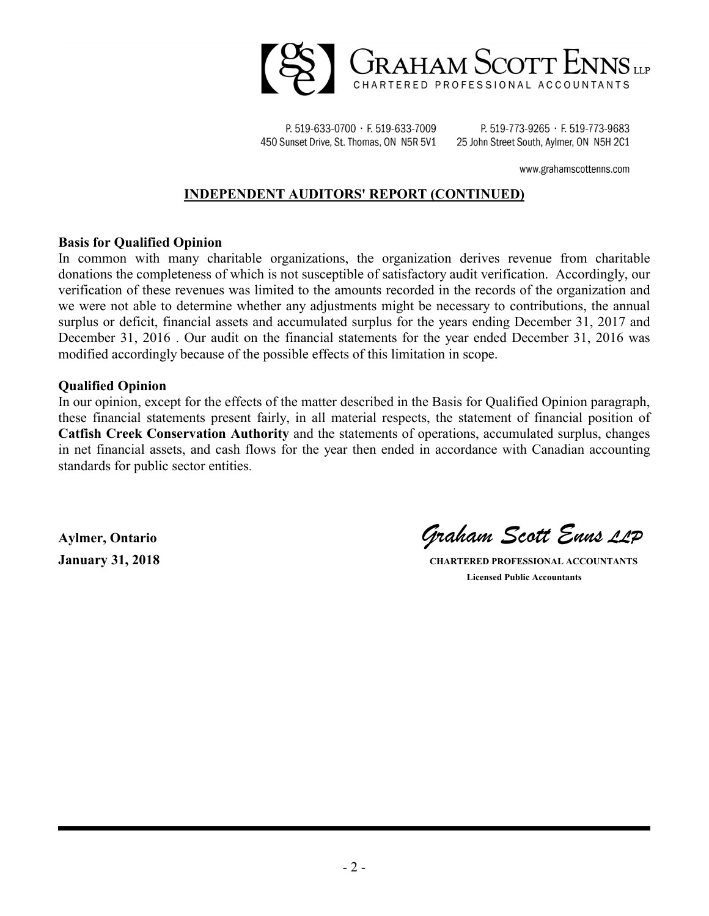## INDEPENDENT AUDITORS' REPORT (CONTINUED)

**Basis for Qualified Opinion**

In common with many charitable organizations, the organization derives revenue from charitable donations the completeness of which is not susceptible of satisfactory audit verification. Accordingly, our verification of these revenues was limited to the amounts recorded in the records of the organization and we were not able to determine whether any adjustments might be necessary to contributions, the annual surplus or deficit, financial assets and accumulated surplus for the years ending December 31, 2017 and December 31, 2016 . Our audit on the financial statements for the year ended December 31, 2016 was modified accordingly because of the possible effects of this limitation in scope.

**Qualified Opinion**

In our opinion, except for the effects of the matter described in the Basis for Qualified Opinion paragraph, these financial statements present fairly, in all material respects, the statement of financial position of **Catfish Creek Conservation Authority** and the statements of operations, accumulated surplus, changes in net financial assets, and cash flows for the year then ended in accordance with Canadian accounting standards for public sector entities.

**Aylmer, Ontario**
**January 31, 2018**

*Graham Scott Enns LLP*
**CHARTERED PROFESSIONAL ACCOUNTANTS**
**Licensed Public Accountants**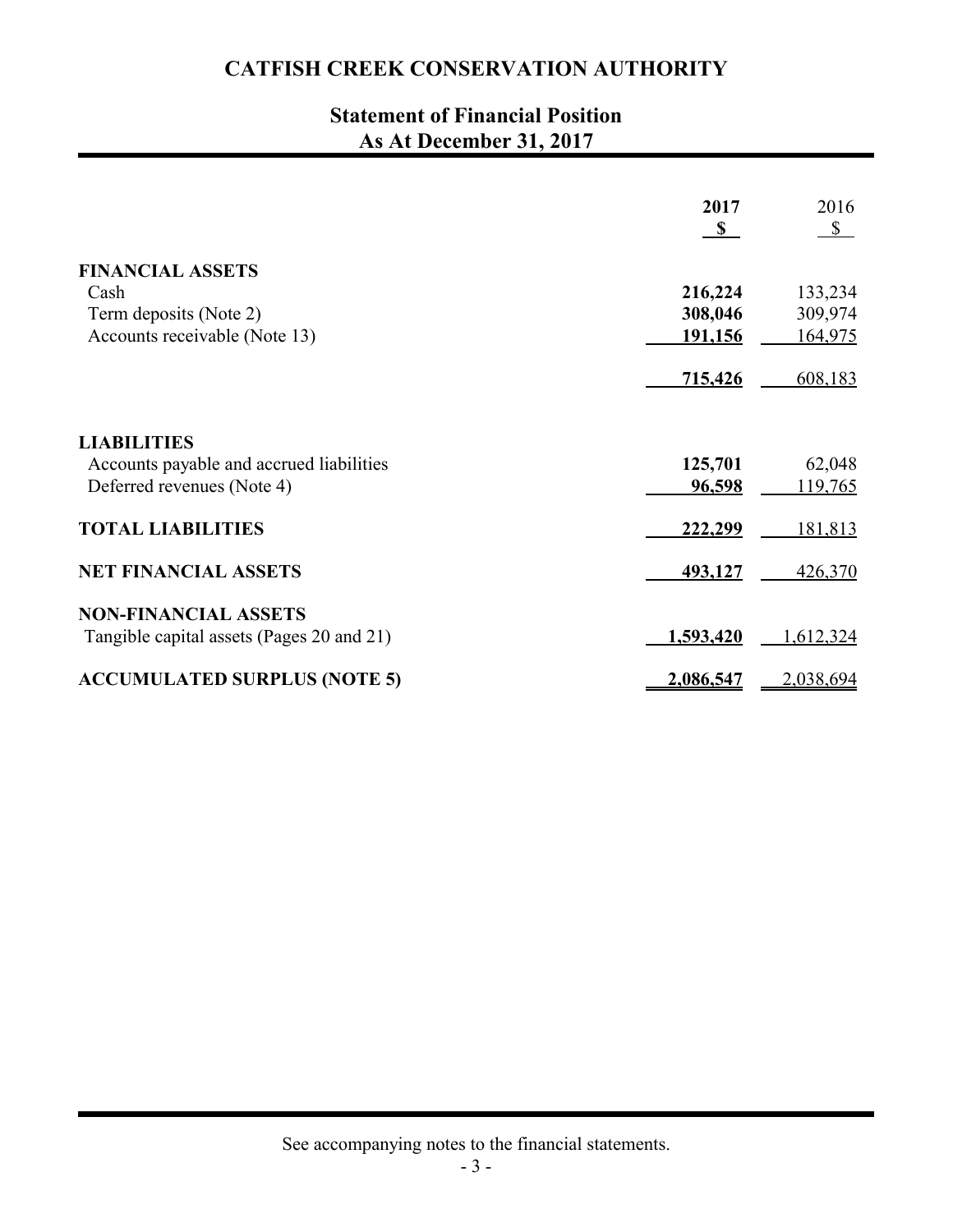# CATFISH CREEK CONSERVATION AUTHORITY

## Statement of Financial Position
## As At December 31, 2017

| | **2017** | 2016 |
|---|---|---|
| | **$** | $ |
| **FINANCIAL ASSETS** | | |
| Cash | **216,224** | 133,234 |
| Term deposits (Note 2) | **308,046** | 309,974 |
| Accounts receivable (Note 13) | **191,156** | 164,975 |
| | **715,426** | 608,183 |
| **LIABILITIES** | | |
| Accounts payable and accrued liabilities | **125,701** | 62,048 |
| Deferred revenues (Note 4) | **96,598** | 119,765 |
| **TOTAL LIABILITIES** | **222,299** | 181,813 |
| **NET FINANCIAL ASSETS** | **493,127** | 426,370 |
| **NON-FINANCIAL ASSETS** | | |
| Tangible capital assets (Pages 20 and 21) | **1,593,420** | 1,612,324 |
| **ACCUMULATED SURPLUS (NOTE 5)** | **2,086,547** | 2,038,694 |

See accompanying notes to the financial statements.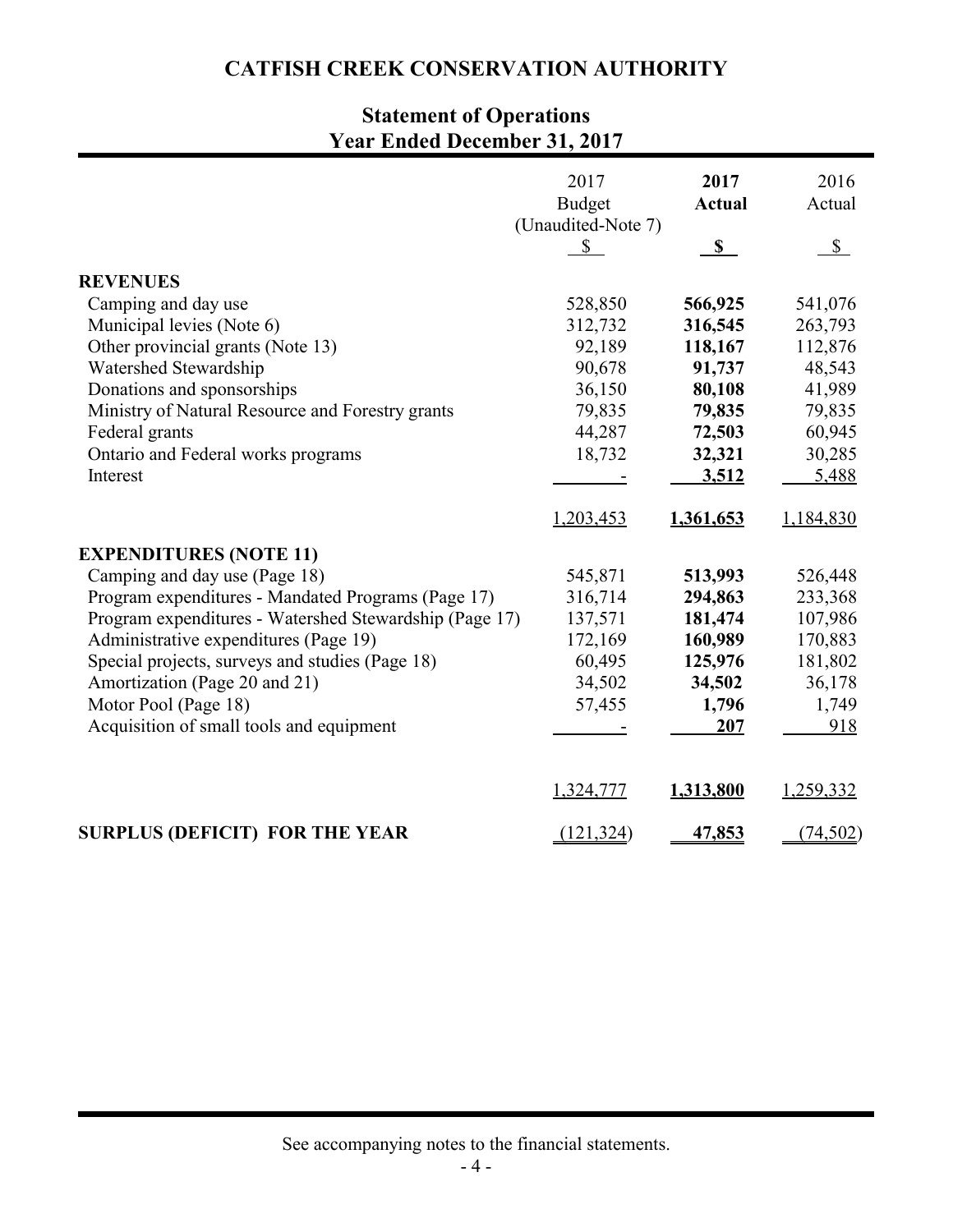# CATFISH CREEK CONSERVATION AUTHORITY

## Statement of Operations
## Year Ended December 31, 2017

| | 2017 Budget (Unaudited-Note 7) $ | **2017 Actual $** | 2016 Actual $ |
|---|---|---|---|
| **REVENUES** | | | |
| Camping and day use | 528,850 | **566,925** | 541,076 |
| Municipal levies (Note 6) | 312,732 | **316,545** | 263,793 |
| Other provincial grants (Note 13) | 92,189 | **118,167** | 112,876 |
| Watershed Stewardship | 90,678 | **91,737** | 48,543 |
| Donations and sponsorships | 36,150 | **80,108** | 41,989 |
| Ministry of Natural Resource and Forestry grants | 79,835 | **79,835** | 79,835 |
| Federal grants | 44,287 | **72,503** | 60,945 |
| Ontario and Federal works programs | 18,732 | **32,321** | 30,285 |
| Interest | - | **3,512** | 5,488 |
| | 1,203,453 | **1,361,653** | 1,184,830 |
| **EXPENDITURES (NOTE 11)** | | | |
| Camping and day use (Page 18) | 545,871 | **513,993** | 526,448 |
| Program expenditures - Mandated Programs (Page 17) | 316,714 | **294,863** | 233,368 |
| Program expenditures - Watershed Stewardship (Page 17) | 137,571 | **181,474** | 107,986 |
| Administrative expenditures (Page 19) | 172,169 | **160,989** | 170,883 |
| Special projects, surveys and studies (Page 18) | 60,495 | **125,976** | 181,802 |
| Amortization (Page 20 and 21) | 34,502 | **34,502** | 36,178 |
| Motor Pool (Page 18) | 57,455 | **1,796** | 1,749 |
| Acquisition of small tools and equipment | - | **207** | 918 |
| | 1,324,777 | **1,313,800** | 1,259,332 |
| **SURPLUS (DEFICIT) FOR THE YEAR** | (121,324) | **47,853** | (74,502) |

See accompanying notes to the financial statements.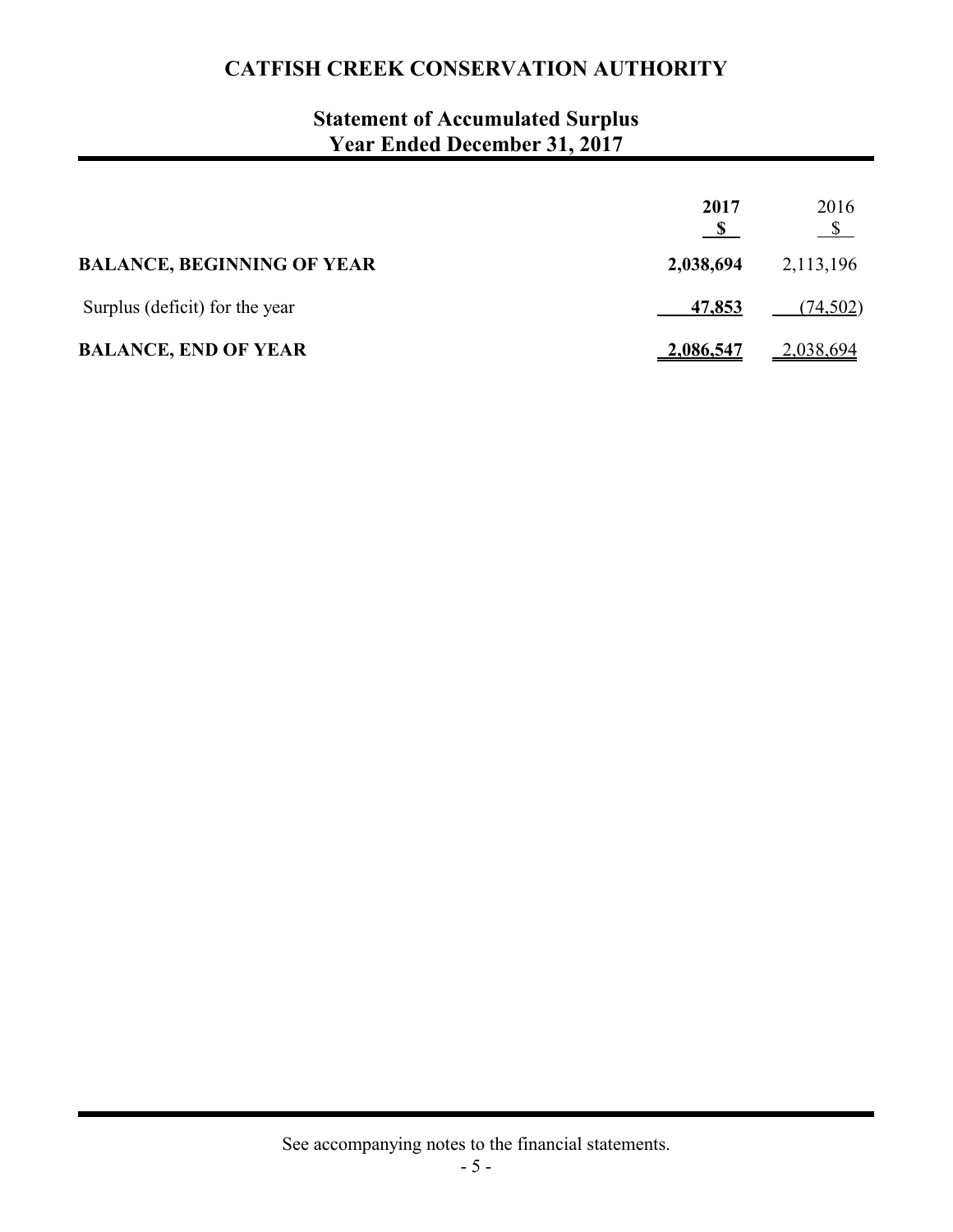# CATFISH CREEK CONSERVATION AUTHORITY

## Statement of Accumulated Surplus
## Year Ended December 31, 2017

| | 2017<br>$ | 2016<br>$ |
|---|---|---|
| **BALANCE, BEGINNING OF YEAR** | **2,038,694** | 2,113,196 |
| Surplus (deficit) for the year | **47,853** | (74,502) |
| **BALANCE, END OF YEAR** | **2,086,547** | 2,038,694 |

See accompanying notes to the financial statements.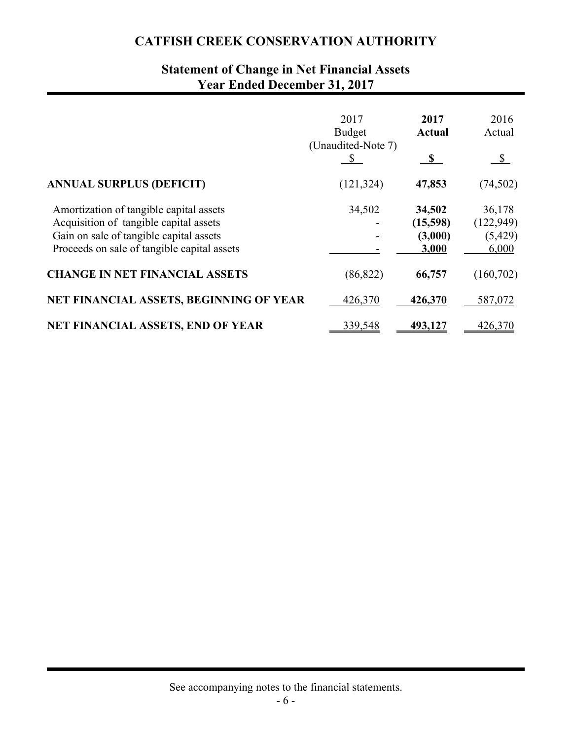# CATFISH CREEK CONSERVATION AUTHORITY

## Statement of Change in Net Financial Assets
## Year Ended December 31, 2017

| | 2017 Budget (Unaudited-Note 7) $ | **2017 Actual $** | 2016 Actual $ |
|---|---|---|---|
| **ANNUAL SURPLUS (DEFICIT)** | (121,324) | **47,853** | (74,502) |
| Amortization of tangible capital assets | 34,502 | **34,502** | 36,178 |
| Acquisition of tangible capital assets | - | **(15,598)** | (122,949) |
| Gain on sale of tangible capital assets | - | **(3,000)** | (5,429) |
| Proceeds on sale of tangible capital assets | - | **3,000** | 6,000 |
| **CHANGE IN NET FINANCIAL ASSETS** | (86,822) | **66,757** | (160,702) |
| **NET FINANCIAL ASSETS, BEGINNING OF YEAR** | 426,370 | **426,370** | 587,072 |
| **NET FINANCIAL ASSETS, END OF YEAR** | 339,548 | **493,127** | 426,370 |

See accompanying notes to the financial statements.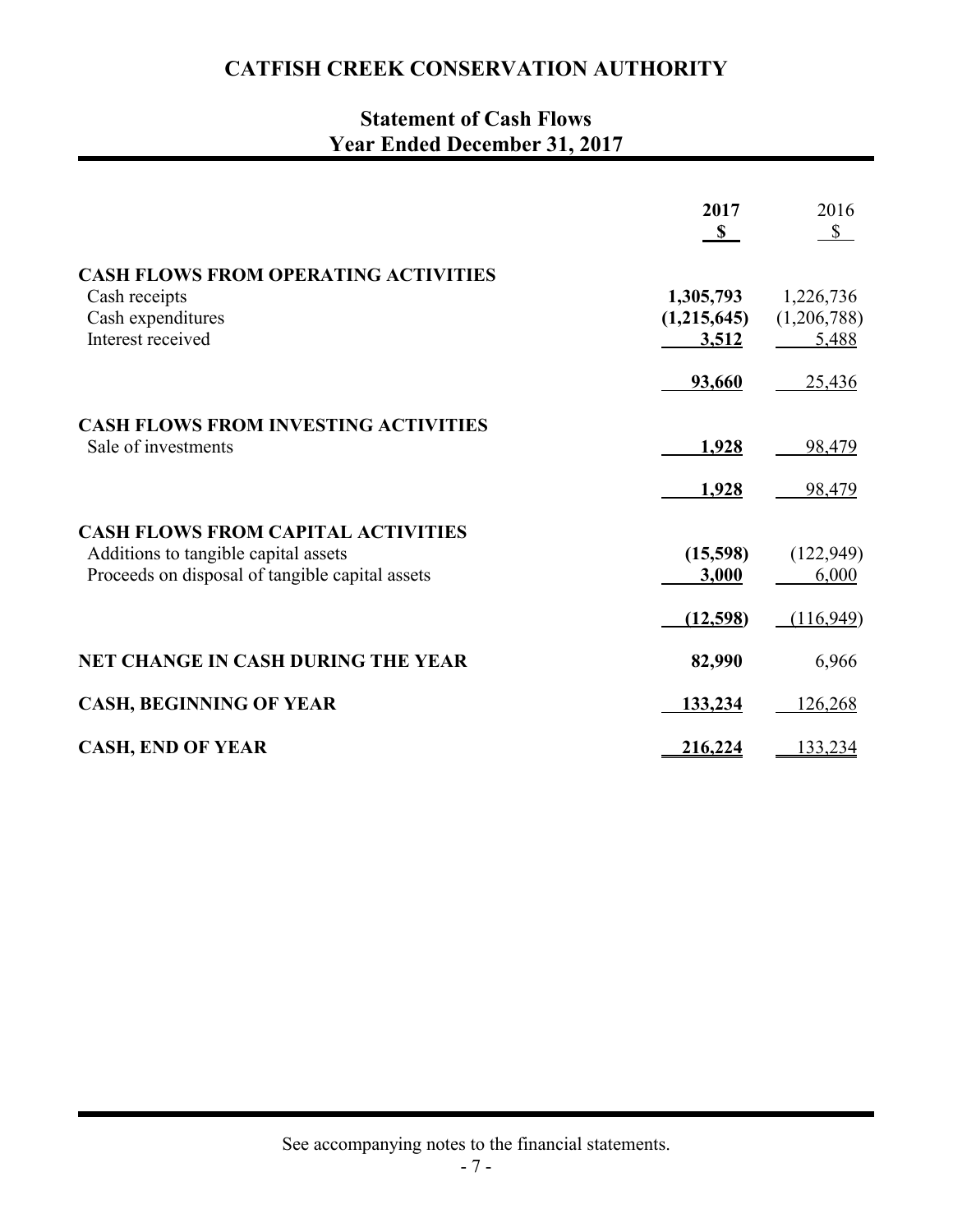# CATFISH CREEK CONSERVATION AUTHORITY

## Statement of Cash Flows
## Year Ended December 31, 2017

| | **2017** | 2016 |
|---|---|---|
| | **$** | $ |
| **CASH FLOWS FROM OPERATING ACTIVITIES** | | |
| Cash receipts | **1,305,793** | 1,226,736 |
| Cash expenditures | **(1,215,645)** | (1,206,788) |
| Interest received | **3,512** | 5,488 |
| | **93,660** | 25,436 |
| **CASH FLOWS FROM INVESTING ACTIVITIES** | | |
| Sale of investments | **1,928** | 98,479 |
| | **1,928** | 98,479 |
| **CASH FLOWS FROM CAPITAL ACTIVITIES** | | |
| Additions to tangible capital assets | **(15,598)** | (122,949) |
| Proceeds on disposal of tangible capital assets | **3,000** | 6,000 |
| | **(12,598)** | (116,949) |
| **NET CHANGE IN CASH DURING THE YEAR** | **82,990** | 6,966 |
| **CASH, BEGINNING OF YEAR** | **133,234** | 126,268 |
| **CASH, END OF YEAR** | **216,224** | 133,234 |

See accompanying notes to the financial statements.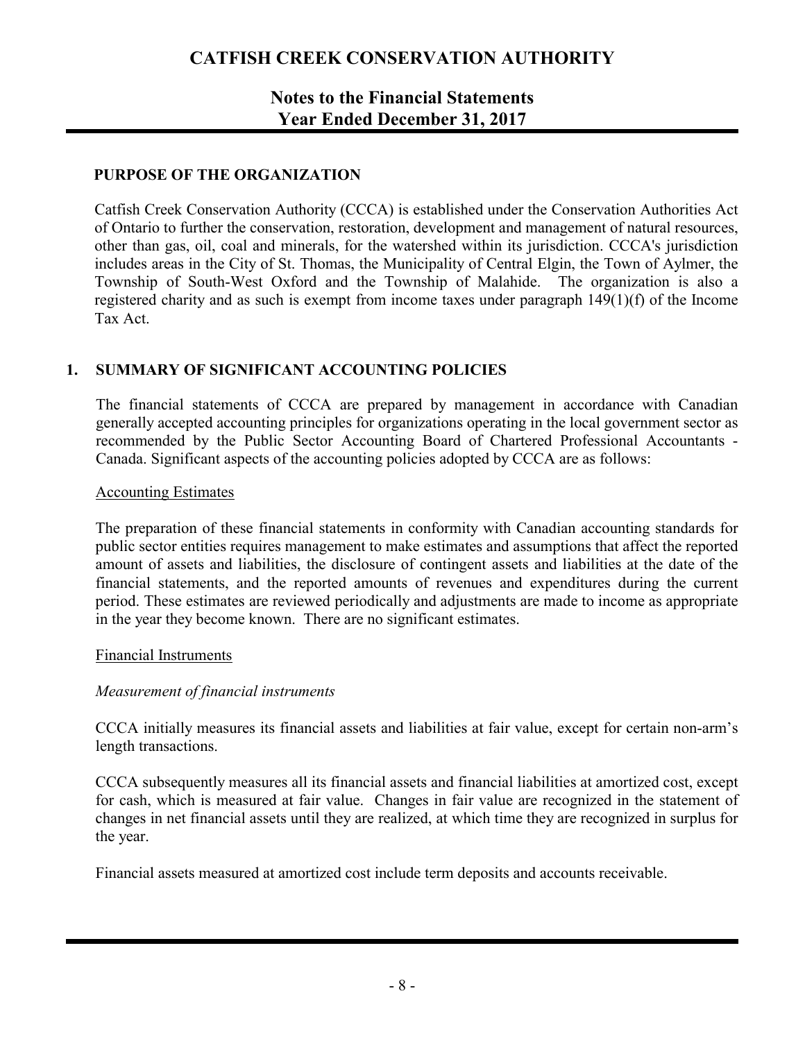# CATFISH CREEK CONSERVATION AUTHORITY

## Notes to the Financial Statements
## Year Ended December 31, 2017

### PURPOSE OF THE ORGANIZATION

Catfish Creek Conservation Authority (CCCA) is established under the Conservation Authorities Act of Ontario to further the conservation, restoration, development and management of natural resources, other than gas, oil, coal and minerals, for the watershed within its jurisdiction. CCCA's jurisdiction includes areas in the City of St. Thomas, the Municipality of Central Elgin, the Town of Aylmer, the Township of South-West Oxford and the Township of Malahide. The organization is also a registered charity and as such is exempt from income taxes under paragraph 149(1)(f) of the Income Tax Act.

### 1. SUMMARY OF SIGNIFICANT ACCOUNTING POLICIES

The financial statements of CCCA are prepared by management in accordance with Canadian generally accepted accounting principles for organizations operating in the local government sector as recommended by the Public Sector Accounting Board of Chartered Professional Accountants - Canada. Significant aspects of the accounting policies adopted by CCCA are as follows:

Accounting Estimates

The preparation of these financial statements in conformity with Canadian accounting standards for public sector entities requires management to make estimates and assumptions that affect the reported amount of assets and liabilities, the disclosure of contingent assets and liabilities at the date of the financial statements, and the reported amounts of revenues and expenditures during the current period. These estimates are reviewed periodically and adjustments are made to income as appropriate in the year they become known. There are no significant estimates.

Financial Instruments

*Measurement of financial instruments*

CCCA initially measures its financial assets and liabilities at fair value, except for certain non-arm's length transactions.

CCCA subsequently measures all its financial assets and financial liabilities at amortized cost, except for cash, which is measured at fair value. Changes in fair value are recognized in the statement of changes in net financial assets until they are realized, at which time they are recognized in surplus for the year.

Financial assets measured at amortized cost include term deposits and accounts receivable.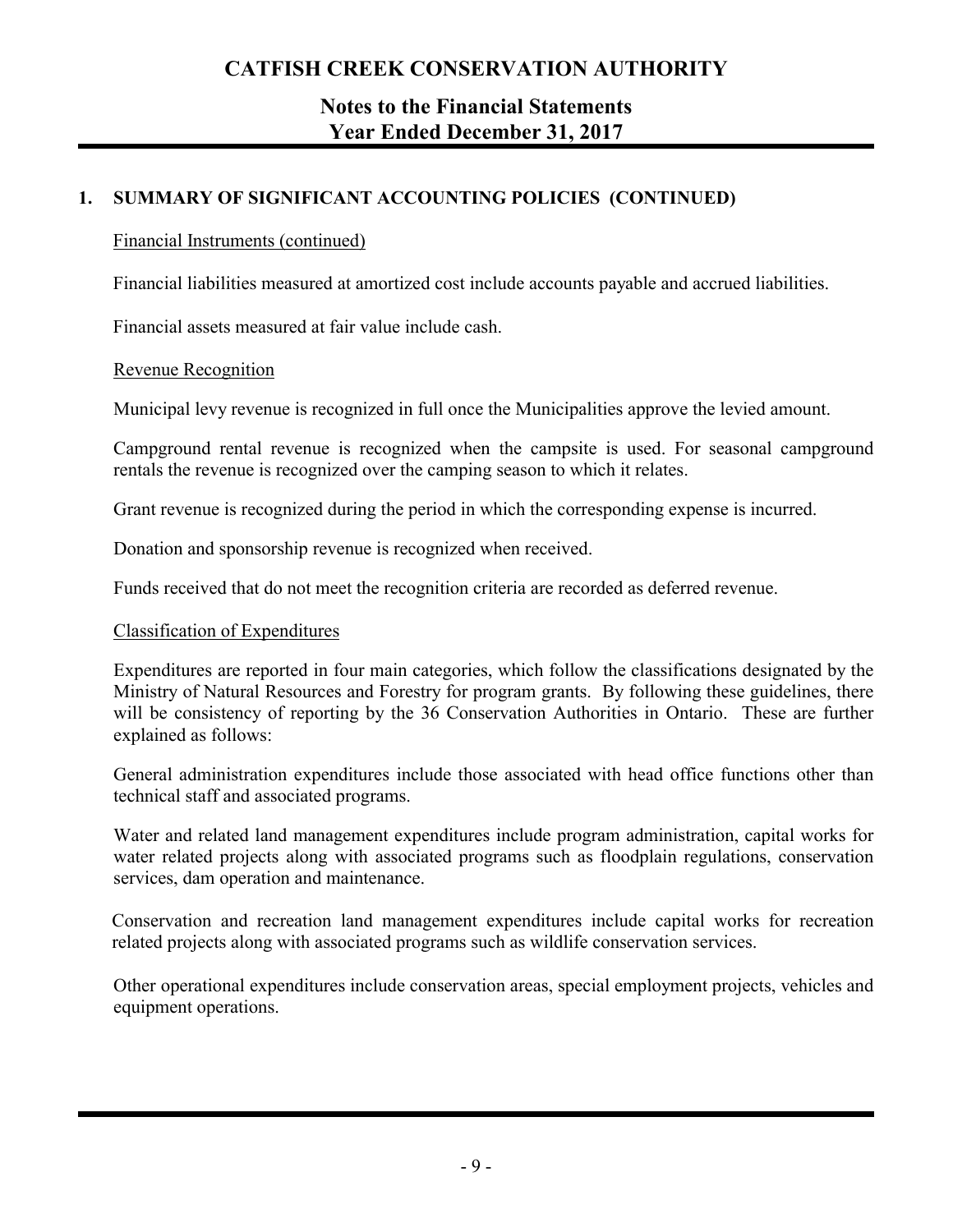## 1. SUMMARY OF SIGNIFICANT ACCOUNTING POLICIES (CONTINUED)

Financial Instruments (continued)

Financial liabilities measured at amortized cost include accounts payable and accrued liabilities.

Financial assets measured at fair value include cash.

Revenue Recognition

Municipal levy revenue is recognized in full once the Municipalities approve the levied amount.

Campground rental revenue is recognized when the campsite is used. For seasonal campground rentals the revenue is recognized over the camping season to which it relates.

Grant revenue is recognized during the period in which the corresponding expense is incurred.

Donation and sponsorship revenue is recognized when received.

Funds received that do not meet the recognition criteria are recorded as deferred revenue.

Classification of Expenditures

Expenditures are reported in four main categories, which follow the classifications designated by the Ministry of Natural Resources and Forestry for program grants. By following these guidelines, there will be consistency of reporting by the 36 Conservation Authorities in Ontario. These are further explained as follows:

General administration expenditures include those associated with head office functions other than technical staff and associated programs.

Water and related land management expenditures include program administration, capital works for water related projects along with associated programs such as floodplain regulations, conservation services, dam operation and maintenance.

Conservation and recreation land management expenditures include capital works for recreation related projects along with associated programs such as wildlife conservation services.

Other operational expenditures include conservation areas, special employment projects, vehicles and equipment operations.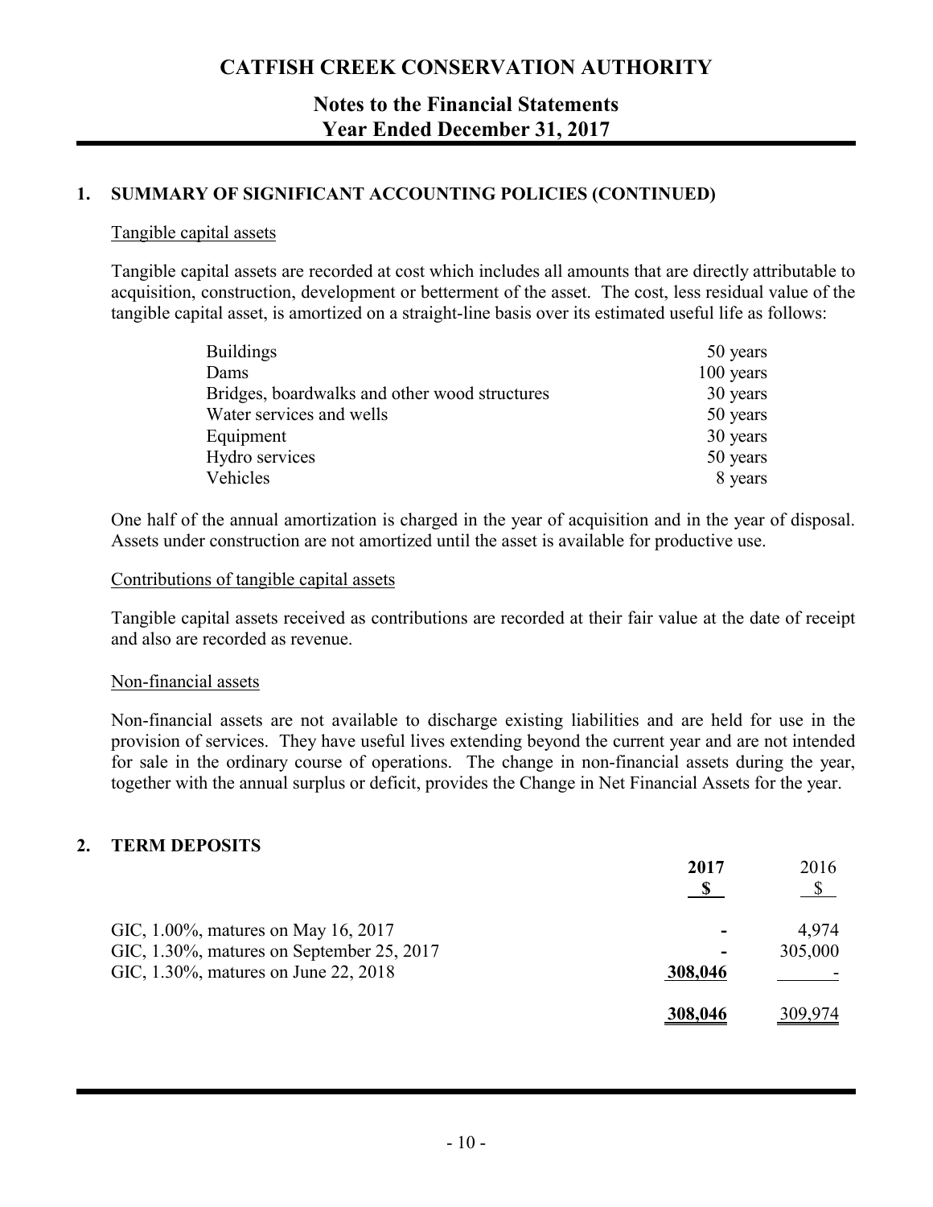# CATFISH CREEK CONSERVATION AUTHORITY

## Notes to the Financial Statements
## Year Ended December 31, 2017

### 1. SUMMARY OF SIGNIFICANT ACCOUNTING POLICIES (CONTINUED)

Tangible capital assets

Tangible capital assets are recorded at cost which includes all amounts that are directly attributable to acquisition, construction, development or betterment of the asset. The cost, less residual value of the tangible capital asset, is amortized on a straight-line basis over its estimated useful life as follows:

| | |
|---|---|
| Buildings | 50 years |
| Dams | 100 years |
| Bridges, boardwalks and other wood structures | 30 years |
| Water services and wells | 50 years |
| Equipment | 30 years |
| Hydro services | 50 years |
| Vehicles | 8 years |

One half of the annual amortization is charged in the year of acquisition and in the year of disposal. Assets under construction are not amortized until the asset is available for productive use.

Contributions of tangible capital assets

Tangible capital assets received as contributions are recorded at their fair value at the date of receipt and also are recorded as revenue.

Non-financial assets

Non-financial assets are not available to discharge existing liabilities and are held for use in the provision of services. They have useful lives extending beyond the current year and are not intended for sale in the ordinary course of operations. The change in non-financial assets during the year, together with the annual surplus or deficit, provides the Change in Net Financial Assets for the year.

### 2. TERM DEPOSITS

| | **2017** | 2016 |
|---|---|---|
| | **$** | $ |
| GIC, 1.00%, matures on May 16, 2017 | - | 4,974 |
| GIC, 1.30%, matures on September 25, 2017 | - | 305,000 |
| GIC, 1.30%, matures on June 22, 2018 | **308,046** | - |
| | **308,046** | 309,974 |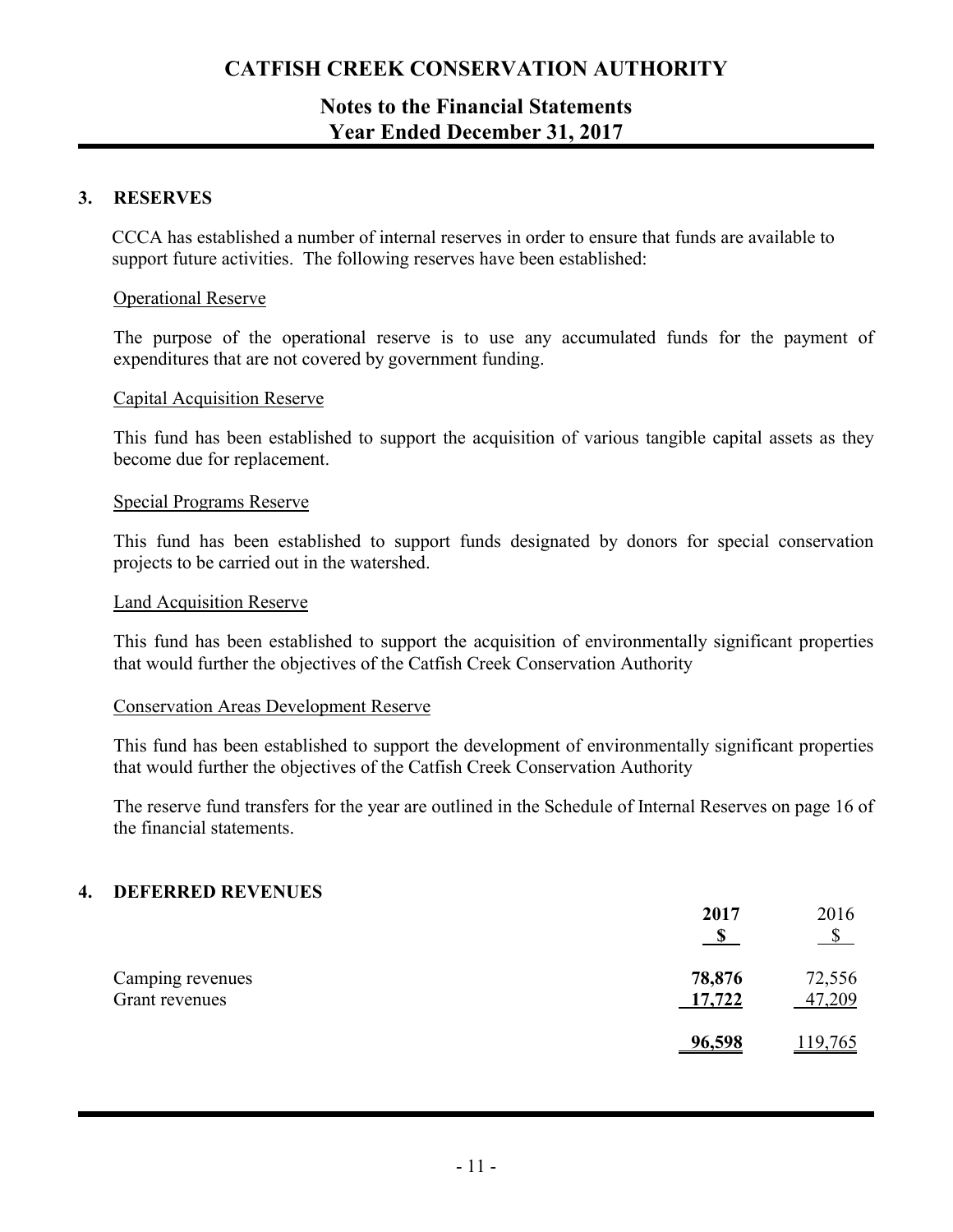# CATFISH CREEK CONSERVATION AUTHORITY

## Notes to the Financial Statements
## Year Ended December 31, 2017

### 3. RESERVES

CCCA has established a number of internal reserves in order to ensure that funds are available to support future activities. The following reserves have been established:

Operational Reserve

The purpose of the operational reserve is to use any accumulated funds for the payment of expenditures that are not covered by government funding.

Capital Acquisition Reserve

This fund has been established to support the acquisition of various tangible capital assets as they become due for replacement.

Special Programs Reserve

This fund has been established to support funds designated by donors for special conservation projects to be carried out in the watershed.

Land Acquisition Reserve

This fund has been established to support the acquisition of environmentally significant properties that would further the objectives of the Catfish Creek Conservation Authority

Conservation Areas Development Reserve

This fund has been established to support the development of environmentally significant properties that would further the objectives of the Catfish Creek Conservation Authority

The reserve fund transfers for the year are outlined in the Schedule of Internal Reserves on page 16 of the financial statements.

### 4. DEFERRED REVENUES

| | **2017** | 2016 |
|---|---|---|
| | **$** | $ |
| Camping revenues | **78,876** | 72,556 |
| Grant revenues | **17,722** | 47,209 |
| | **96,598** | 119,765 |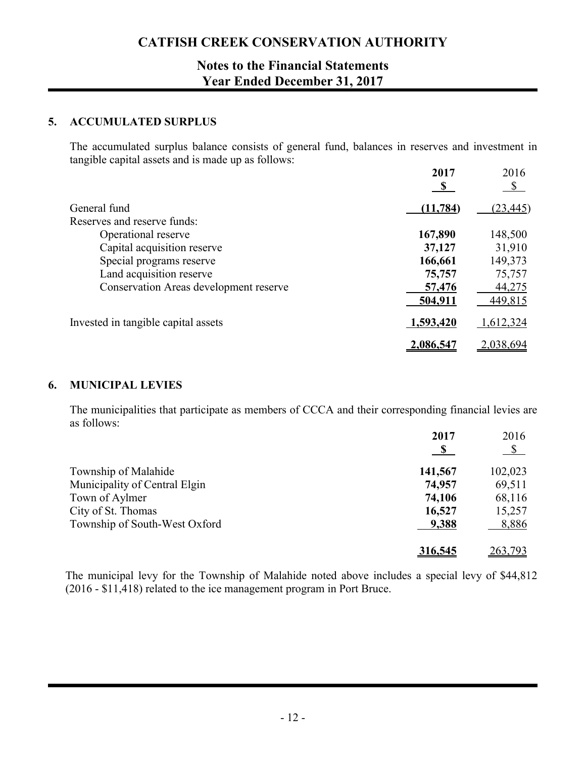# CATFISH CREEK CONSERVATION AUTHORITY

## Notes to the Financial Statements
## Year Ended December 31, 2017

### 5. ACCUMULATED SURPLUS

The accumulated surplus balance consists of general fund, balances in reserves and investment in tangible capital assets and is made up as follows:

| | **2017** | 2016 |
|---|---|---|
| | **$** | $ |
| General fund | **(11,784)** | (23,445) |
| Reserves and reserve funds: | | |
| Operational reserve | **167,890** | 148,500 |
| Capital acquisition reserve | **37,127** | 31,910 |
| Special programs reserve | **166,661** | 149,373 |
| Land acquisition reserve | **75,757** | 75,757 |
| Conservation Areas development reserve | **57,476** | 44,275 |
| | **504,911** | 449,815 |
| Invested in tangible capital assets | **1,593,420** | 1,612,324 |
| | **2,086,547** | 2,038,694 |

### 6. MUNICIPAL LEVIES

The municipalities that participate as members of CCCA and their corresponding financial levies are as follows:

| | **2017** | 2016 |
|---|---|---|
| | **$** | $ |
| Township of Malahide | **141,567** | 102,023 |
| Municipality of Central Elgin | **74,957** | 69,511 |
| Town of Aylmer | **74,106** | 68,116 |
| City of St. Thomas | **16,527** | 15,257 |
| Township of South-West Oxford | **9,388** | 8,886 |
| | **316,545** | 263,793 |

The municipal levy for the Township of Malahide noted above includes a special levy of $44,812 (2016 - $11,418) related to the ice management program in Port Bruce.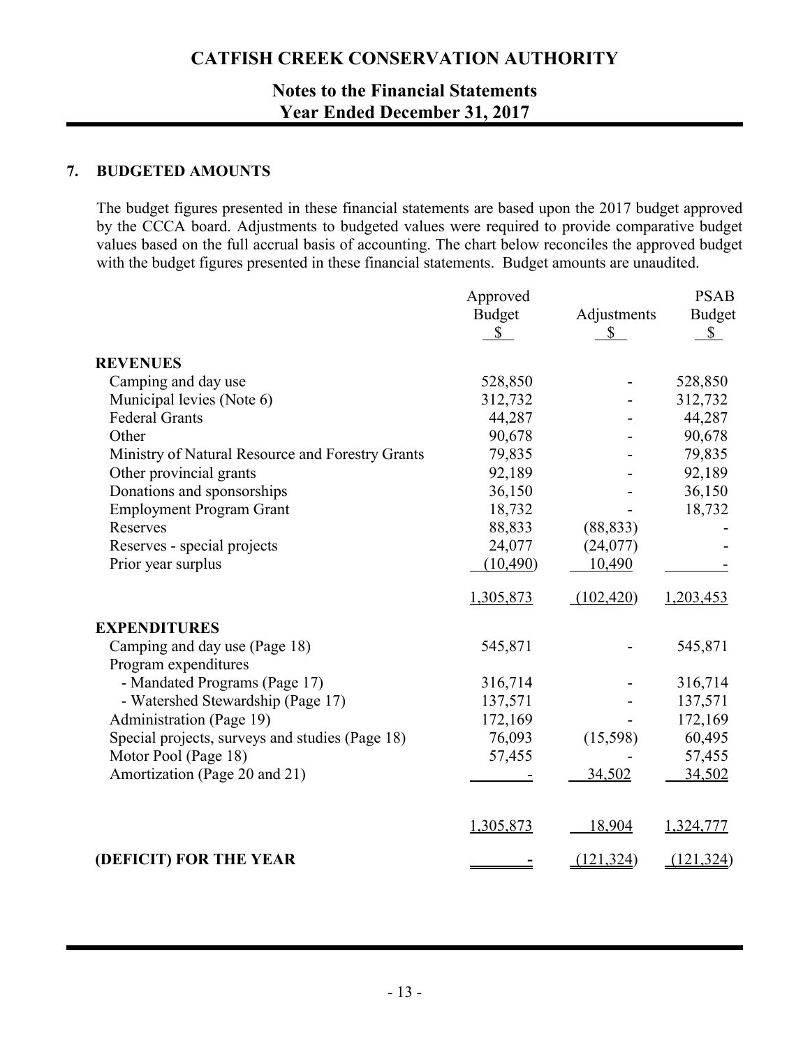# CATFISH CREEK CONSERVATION AUTHORITY

## Notes to the Financial Statements
## Year Ended December 31, 2017

### 7. BUDGETED AMOUNTS

The budget figures presented in these financial statements are based upon the 2017 budget approved by the CCCA board. Adjustments to budgeted values were required to provide comparative budget values based on the full accrual basis of accounting. The chart below reconciles the approved budget with the budget figures presented in these financial statements. Budget amounts are unaudited.

| | Approved Budget $ | Adjustments $ | PSAB Budget $ |
|---|---|---|---|
| **REVENUES** | | | |
| Camping and day use | 528,850 | - | 528,850 |
| Municipal levies (Note 6) | 312,732 | - | 312,732 |
| Federal Grants | 44,287 | - | 44,287 |
| Other | 90,678 | - | 90,678 |
| Ministry of Natural Resource and Forestry Grants | 79,835 | - | 79,835 |
| Other provincial grants | 92,189 | - | 92,189 |
| Donations and sponsorships | 36,150 | - | 36,150 |
| Employment Program Grant | 18,732 | - | 18,732 |
| Reserves | 88,833 | (88,833) | - |
| Reserves - special projects | 24,077 | (24,077) | - |
| Prior year surplus | (10,490) | 10,490 | - |
| | 1,305,873 | (102,420) | 1,203,453 |
| **EXPENDITURES** | | | |
| Camping and day use (Page 18) | 545,871 | - | 545,871 |
| Program expenditures | | | |
| - Mandated Programs (Page 17) | 316,714 | - | 316,714 |
| - Watershed Stewardship (Page 17) | 137,571 | - | 137,571 |
| Administration (Page 19) | 172,169 | - | 172,169 |
| Special projects, surveys and studies (Page 18) | 76,093 | (15,598) | 60,495 |
| Motor Pool (Page 18) | 57,455 | - | 57,455 |
| Amortization (Page 20 and 21) | - | 34,502 | 34,502 |
| | 1,305,873 | 18,904 | 1,324,777 |
| **(DEFICIT) FOR THE YEAR** | - | (121,324) | (121,324) |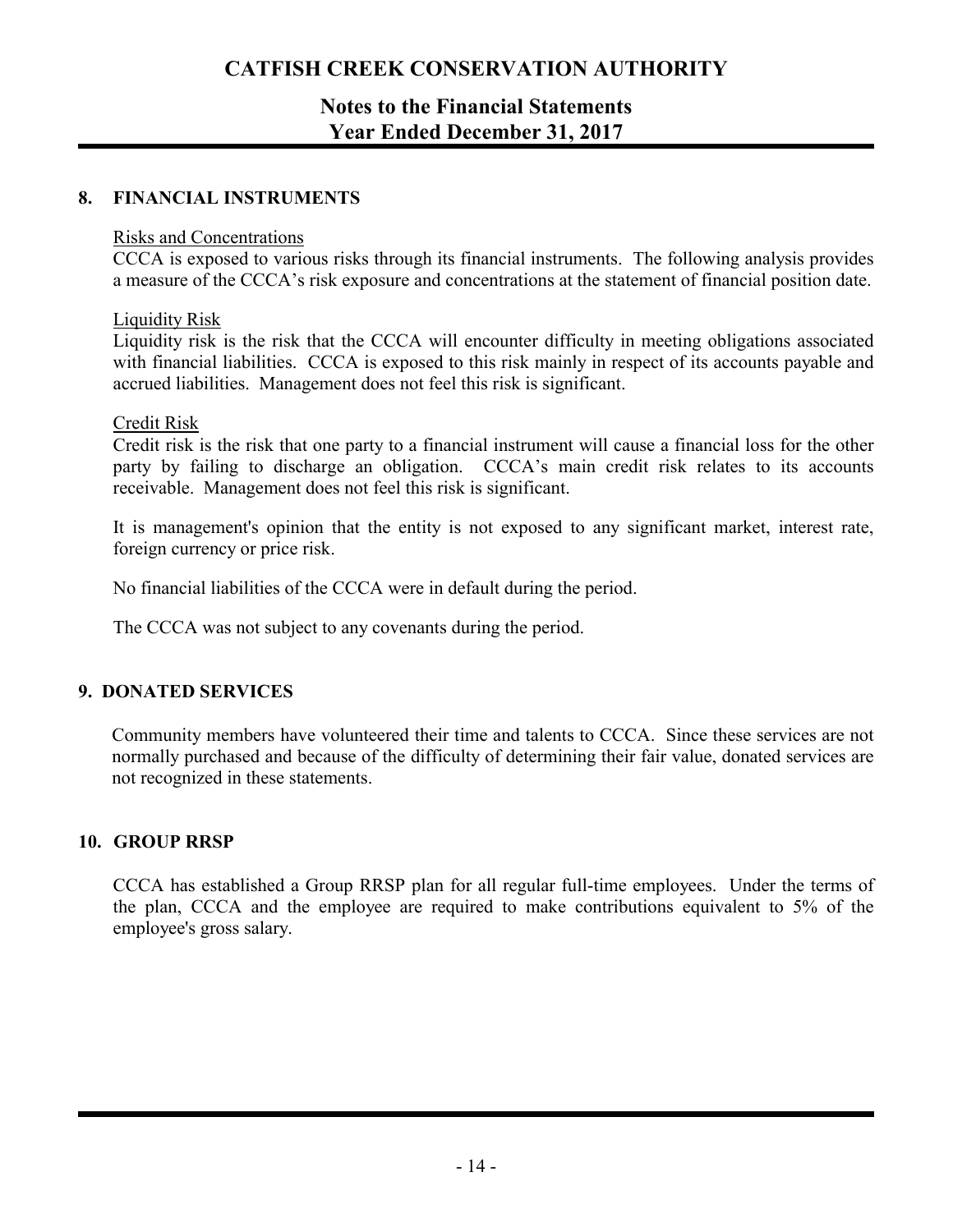## 8. FINANCIAL INSTRUMENTS

Risks and Concentrations

CCCA is exposed to various risks through its financial instruments. The following analysis provides a measure of the CCCA's risk exposure and concentrations at the statement of financial position date.

Liquidity Risk

Liquidity risk is the risk that the CCCA will encounter difficulty in meeting obligations associated with financial liabilities. CCCA is exposed to this risk mainly in respect of its accounts payable and accrued liabilities. Management does not feel this risk is significant.

Credit Risk

Credit risk is the risk that one party to a financial instrument will cause a financial loss for the other party by failing to discharge an obligation. CCCA's main credit risk relates to its accounts receivable. Management does not feel this risk is significant.

It is management's opinion that the entity is not exposed to any significant market, interest rate, foreign currency or price risk.

No financial liabilities of the CCCA were in default during the period.

The CCCA was not subject to any covenants during the period.

## 9. DONATED SERVICES

Community members have volunteered their time and talents to CCCA. Since these services are not normally purchased and because of the difficulty of determining their fair value, donated services are not recognized in these statements.

## 10. GROUP RRSP

CCCA has established a Group RRSP plan for all regular full-time employees. Under the terms of the plan, CCCA and the employee are required to make contributions equivalent to 5% of the employee's gross salary.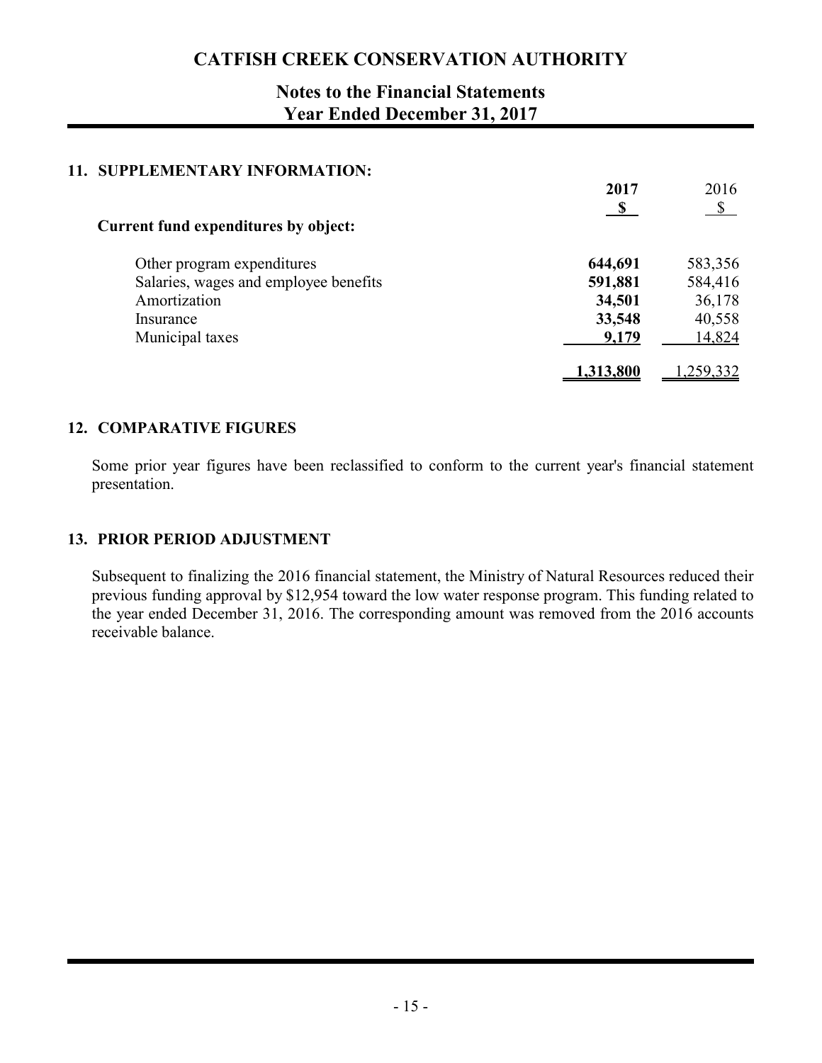# CATFISH CREEK CONSERVATION AUTHORITY

## Notes to the Financial Statements
## Year Ended December 31, 2017

### 11. SUPPLEMENTARY INFORMATION:

| | **2017** | 2016 |
|---|---|---|
| | **$** | $ |
| **Current fund expenditures by object:** | | |
| Other program expenditures | **644,691** | 583,356 |
| Salaries, wages and employee benefits | **591,881** | 584,416 |
| Amortization | **34,501** | 36,178 |
| Insurance | **33,548** | 40,558 |
| Municipal taxes | **9,179** | 14,824 |
| | **1,313,800** | 1,259,332 |

### 12. COMPARATIVE FIGURES

Some prior year figures have been reclassified to conform to the current year's financial statement presentation.

### 13. PRIOR PERIOD ADJUSTMENT

Subsequent to finalizing the 2016 financial statement, the Ministry of Natural Resources reduced their previous funding approval by $12,954 toward the low water response program. This funding related to the year ended December 31, 2016. The corresponding amount was removed from the 2016 accounts receivable balance.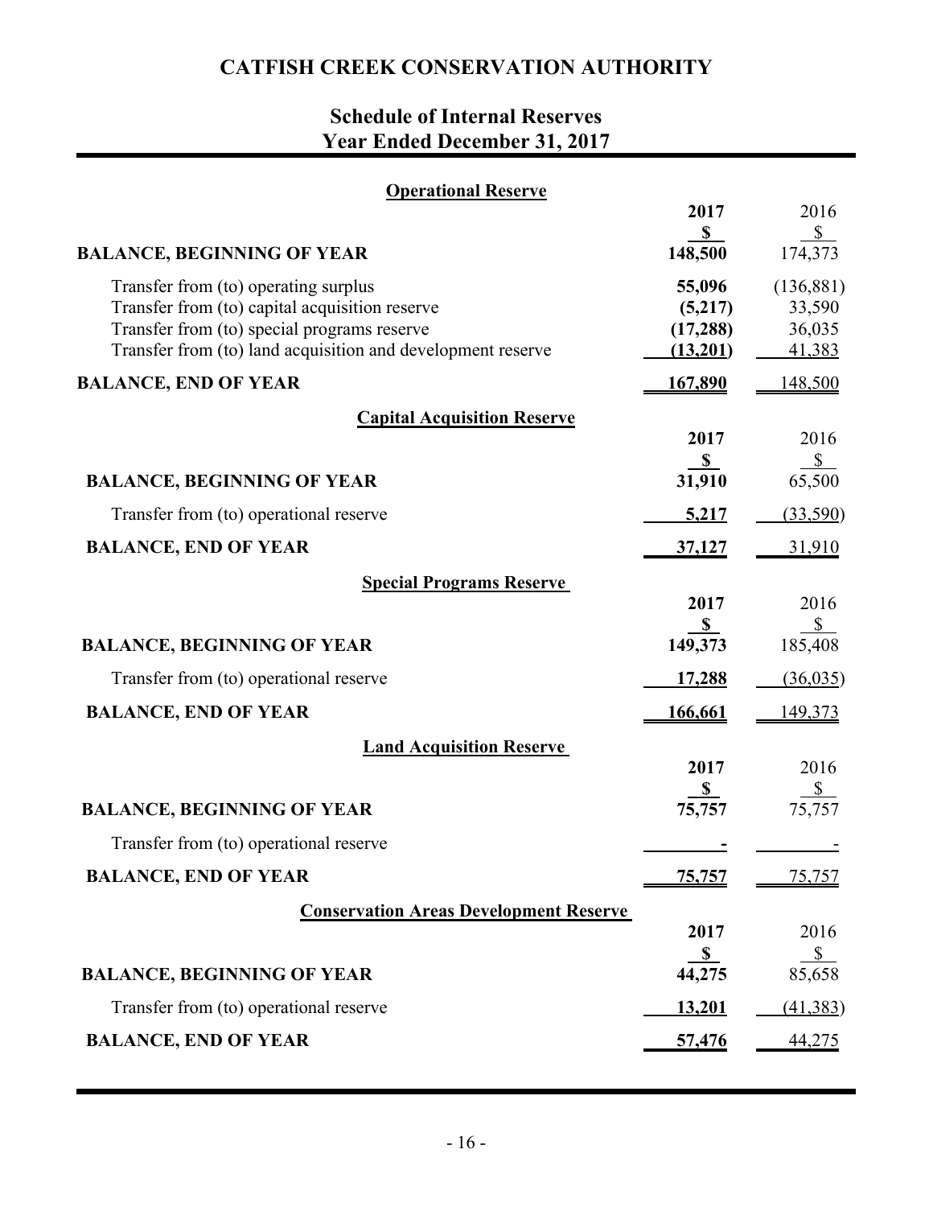# CATFISH CREEK CONSERVATION AUTHORITY

## Schedule of Internal Reserves
## Year Ended December 31, 2017

### Operational Reserve

| | 2017 | 2016 |
|---|---|---|
| | $ | $ |
| **BALANCE, BEGINNING OF YEAR** | **148,500** | 174,373 |
| Transfer from (to) operating surplus | **55,096** | (136,881) |
| Transfer from (to) capital acquisition reserve | **(5,217)** | 33,590 |
| Transfer from (to) special programs reserve | **(17,288)** | 36,035 |
| Transfer from (to) land acquisition and development reserve | **(13,201)** | 41,383 |
| **BALANCE, END OF YEAR** | **167,890** | 148,500 |

### Capital Acquisition Reserve

| | 2017 | 2016 |
|---|---|---|
| | $ | $ |
| **BALANCE, BEGINNING OF YEAR** | **31,910** | 65,500 |
| Transfer from (to) operational reserve | **5,217** | (33,590) |
| **BALANCE, END OF YEAR** | **37,127** | 31,910 |

### Special Programs Reserve

| | 2017 | 2016 |
|---|---|---|
| | $ | $ |
| **BALANCE, BEGINNING OF YEAR** | **149,373** | 185,408 |
| Transfer from (to) operational reserve | **17,288** | (36,035) |
| **BALANCE, END OF YEAR** | **166,661** | 149,373 |

### Land Acquisition Reserve

| | 2017 | 2016 |
|---|---|---|
| | $ | $ |
| **BALANCE, BEGINNING OF YEAR** | **75,757** | 75,757 |
| Transfer from (to) operational reserve | **-** | - |
| **BALANCE, END OF YEAR** | **75,757** | 75,757 |

### Conservation Areas Development Reserve

| | 2017 | 2016 |
|---|---|---|
| | $ | $ |
| **BALANCE, BEGINNING OF YEAR** | **44,275** | 85,658 |
| Transfer from (to) operational reserve | **13,201** | (41,383) |
| **BALANCE, END OF YEAR** | **57,476** | 44,275 |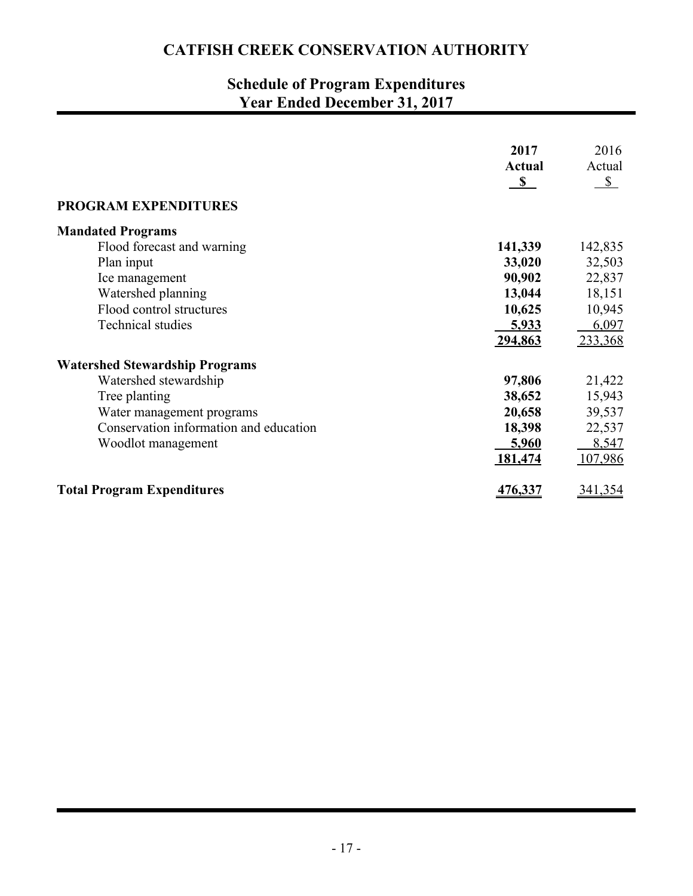# CATFISH CREEK CONSERVATION AUTHORITY

## Schedule of Program Expenditures
## Year Ended December 31, 2017

| | **2017 Actual $** | 2016 Actual $ |
|---|---|---|
| **PROGRAM EXPENDITURES** | | |
| **Mandated Programs** | | |
| Flood forecast and warning | **141,339** | 142,835 |
| Plan input | **33,020** | 32,503 |
| Ice management | **90,902** | 22,837 |
| Watershed planning | **13,044** | 18,151 |
| Flood control structures | **10,625** | 10,945 |
| Technical studies | **5,933** | 6,097 |
| | **294,863** | 233,368 |
| **Watershed Stewardship Programs** | | |
| Watershed stewardship | **97,806** | 21,422 |
| Tree planting | **38,652** | 15,943 |
| Water management programs | **20,658** | 39,537 |
| Conservation information and education | **18,398** | 22,537 |
| Woodlot management | **5,960** | 8,547 |
| | **181,474** | 107,986 |
| **Total Program Expenditures** | **476,337** | 341,354 |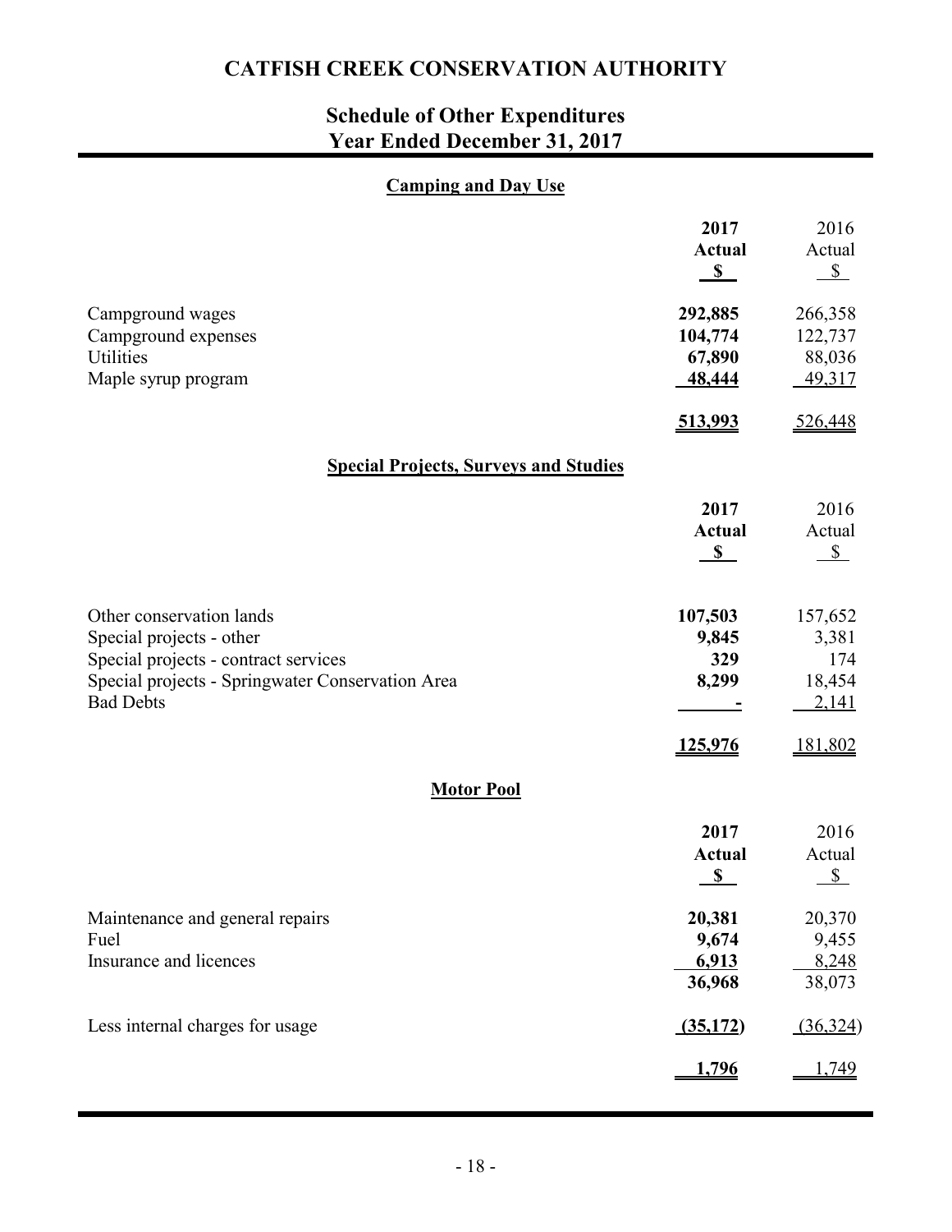# CATFISH CREEK CONSERVATION AUTHORITY

## Schedule of Other Expenditures
## Year Ended December 31, 2017

### Camping and Day Use

| | **2017 Actual $** | 2016 Actual $ |
|---|---|---|
| Campground wages | **292,885** | 266,358 |
| Campground expenses | **104,774** | 122,737 |
| Utilities | **67,890** | 88,036 |
| Maple syrup program | **48,444** | 49,317 |
| | **513,993** | 526,448 |

### Special Projects, Surveys and Studies

| | **2017 Actual $** | 2016 Actual $ |
|---|---|---|
| Other conservation lands | **107,503** | 157,652 |
| Special projects - other | **9,845** | 3,381 |
| Special projects - contract services | **329** | 174 |
| Special projects - Springwater Conservation Area | **8,299** | 18,454 |
| Bad Debts | **-** | 2,141 |
| | **125,976** | 181,802 |

### Motor Pool

| | **2017 Actual $** | 2016 Actual $ |
|---|---|---|
| Maintenance and general repairs | **20,381** | 20,370 |
| Fuel | **9,674** | 9,455 |
| Insurance and licences | **6,913** | 8,248 |
| | **36,968** | 38,073 |
| Less internal charges for usage | **(35,172)** | (36,324) |
| | **1,796** | 1,749 |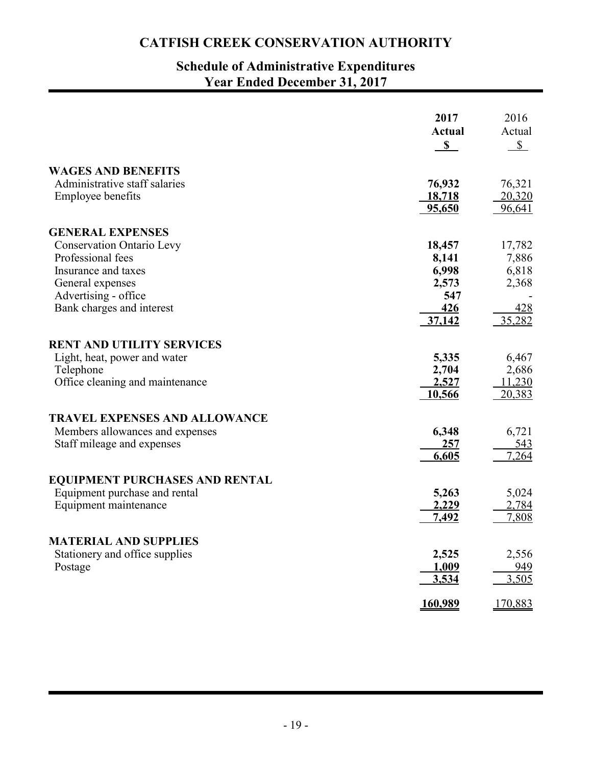# CATFISH CREEK CONSERVATION AUTHORITY

## Schedule of Administrative Expenditures
## Year Ended December 31, 2017

| | **2017 Actual $** | 2016 Actual $ |
|---|---|---|
| **WAGES AND BENEFITS** | | |
| Administrative staff salaries | **76,932** | 76,321 |
| Employee benefits | **18,718** | 20,320 |
| | **95,650** | 96,641 |
| **GENERAL EXPENSES** | | |
| Conservation Ontario Levy | **18,457** | 17,782 |
| Professional fees | **8,141** | 7,886 |
| Insurance and taxes | **6,998** | 6,818 |
| General expenses | **2,573** | 2,368 |
| Advertising - office | **547** | - |
| Bank charges and interest | **426** | 428 |
| | **37,142** | 35,282 |
| **RENT AND UTILITY SERVICES** | | |
| Light, heat, power and water | **5,335** | 6,467 |
| Telephone | **2,704** | 2,686 |
| Office cleaning and maintenance | **2,527** | 11,230 |
| | **10,566** | 20,383 |
| **TRAVEL EXPENSES AND ALLOWANCE** | | |
| Members allowances and expenses | **6,348** | 6,721 |
| Staff mileage and expenses | **257** | 543 |
| | **6,605** | 7,264 |
| **EQUIPMENT PURCHASES AND RENTAL** | | |
| Equipment purchase and rental | **5,263** | 5,024 |
| Equipment maintenance | **2,229** | 2,784 |
| | **7,492** | 7,808 |
| **MATERIAL AND SUPPLIES** | | |
| Stationery and office supplies | **2,525** | 2,556 |
| Postage | **1,009** | 949 |
| | **3,534** | 3,505 |
| | **160,989** | 170,883 |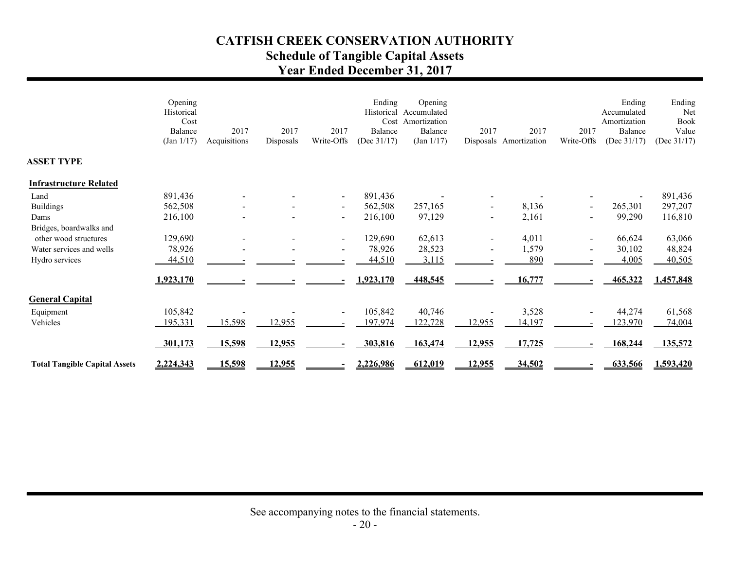# CATFISH CREEK CONSERVATION AUTHORITY
## Schedule of Tangible Capital Assets
## Year Ended December 31, 2017

| | Opening Historical Cost Balance (Jan 1/17) | 2017 Acquisitions | 2017 Disposals | 2017 Write-Offs | Ending Historical Cost Balance (Dec 31/17) | Opening Accumulated Amortization Balance (Jan 1/17) | 2017 Disposals | 2017 Amortization | 2017 Write-Offs | Ending Accumulated Amortization Balance (Dec 31/17) | Ending Net Book Value (Dec 31/17) |
|---|---|---|---|---|---|---|---|---|---|---|---|
| **ASSET TYPE** | | | | | | | | | | | |
| **Infrastructure Related** | | | | | | | | | | | |
| Land | 891,436 | - | - | - | 891,436 | - | - | - | - | - | 891,436 |
| Buildings | 562,508 | - | - | - | 562,508 | 257,165 | - | 8,136 | - | 265,301 | 297,207 |
| Dams | 216,100 | - | - | - | 216,100 | 97,129 | - | 2,161 | - | 99,290 | 116,810 |
| Bridges, boardwalks and other wood structures | 129,690 | - | - | - | 129,690 | 62,613 | - | 4,011 | - | 66,624 | 63,066 |
| Water services and wells | 78,926 | - | - | - | 78,926 | 28,523 | - | 1,579 | - | 30,102 | 48,824 |
| Hydro services | 44,510 | - | - | - | 44,510 | 3,115 | - | 890 | - | 4,005 | 40,505 |
| | **1,923,170** | **-** | **-** | **-** | **1,923,170** | **448,545** | **-** | **16,777** | **-** | **465,322** | **1,457,848** |
| **General Capital** | | | | | | | | | | | |
| Equipment | 105,842 | - | - | - | 105,842 | 40,746 | - | 3,528 | - | 44,274 | 61,568 |
| Vehicles | 195,331 | 15,598 | 12,955 | - | 197,974 | 122,728 | 12,955 | 14,197 | - | 123,970 | 74,004 |
| | **301,173** | **15,598** | **12,955** | **-** | **303,816** | **163,474** | **12,955** | **17,725** | **-** | **168,244** | **135,572** |
| **Total Tangible Capital Assets** | **2,224,343** | **15,598** | **12,955** | **-** | **2,226,986** | **612,019** | **12,955** | **34,502** | **-** | **633,566** | **1,593,420** |

See accompanying notes to the financial statements.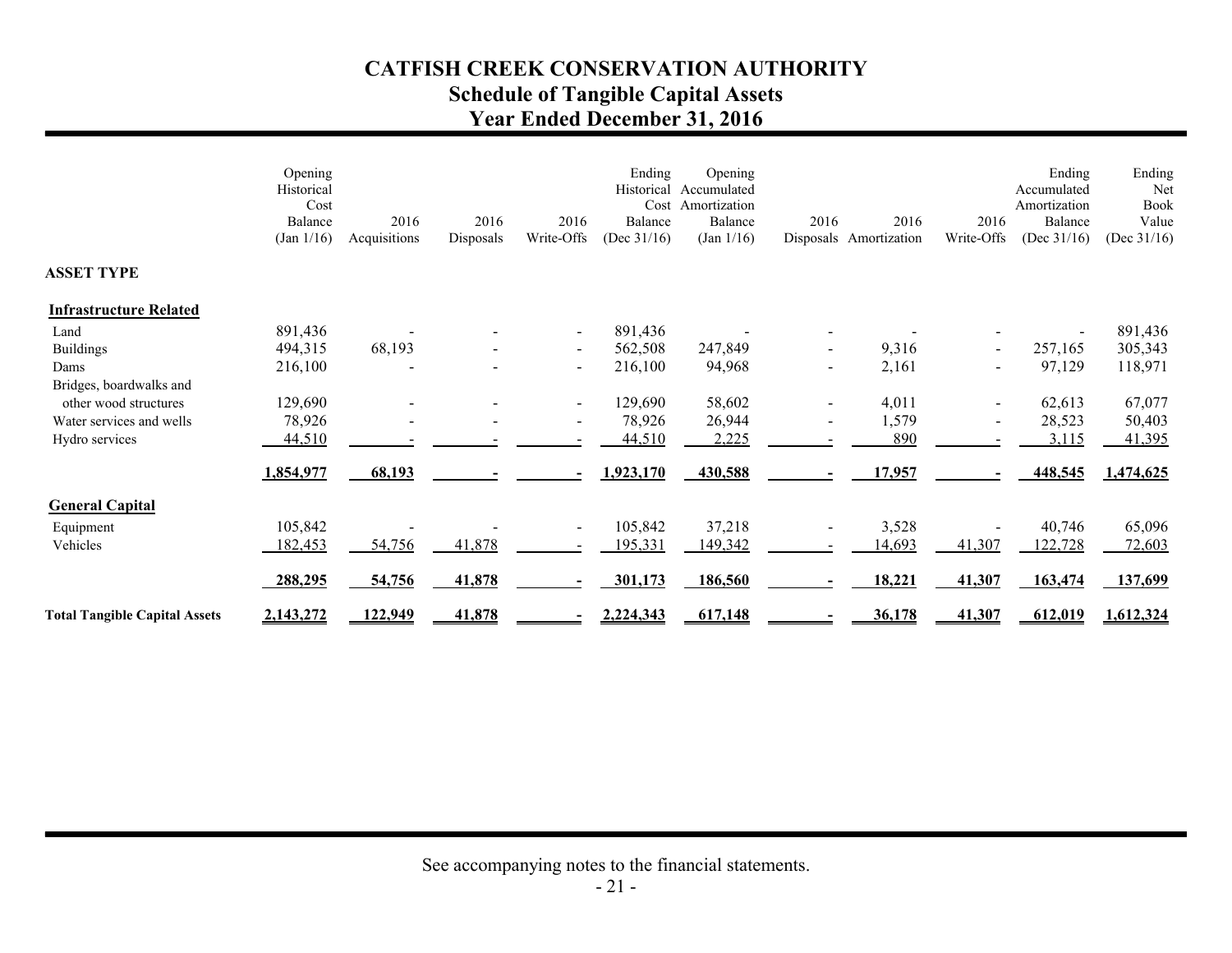# CATFISH CREEK CONSERVATION AUTHORITY
## Schedule of Tangible Capital Assets
## Year Ended December 31, 2016

| | Opening Historical Cost Balance (Jan 1/16) | 2016 Acquisitions | 2016 Disposals | 2016 Write-Offs | Ending Historical Cost Balance (Dec 31/16) | Opening Accumulated Amortization Balance (Jan 1/16) | 2016 Disposals | 2016 Amortization | 2016 Write-Offs | Ending Accumulated Amortization Balance (Dec 31/16) | Ending Net Book Value (Dec 31/16) |
|---|---|---|---|---|---|---|---|---|---|---|---|
| **ASSET TYPE** | | | | | | | | | | | |
| **Infrastructure Related** | | | | | | | | | | | |
| Land | 891,436 | - | - | - | 891,436 | - | - | - | - | - | 891,436 |
| Buildings | 494,315 | 68,193 | - | - | 562,508 | 247,849 | - | 9,316 | - | 257,165 | 305,343 |
| Dams | 216,100 | - | - | - | 216,100 | 94,968 | - | 2,161 | - | 97,129 | 118,971 |
| Bridges, boardwalks and other wood structures | 129,690 | - | - | - | 129,690 | 58,602 | - | 4,011 | - | 62,613 | 67,077 |
| Water services and wells | 78,926 | - | - | - | 78,926 | 26,944 | - | 1,579 | - | 28,523 | 50,403 |
| Hydro services | 44,510 | - | - | - | 44,510 | 2,225 | - | 890 | - | 3,115 | 41,395 |
| | **1,854,977** | **68,193** | **-** | **-** | **1,923,170** | **430,588** | **-** | **17,957** | **-** | **448,545** | **1,474,625** |
| **General Capital** | | | | | | | | | | | |
| Equipment | 105,842 | - | - | - | 105,842 | 37,218 | - | 3,528 | - | 40,746 | 65,096 |
| Vehicles | 182,453 | 54,756 | 41,878 | - | 195,331 | 149,342 | - | 14,693 | 41,307 | 122,728 | 72,603 |
| | **288,295** | **54,756** | **41,878** | **-** | **301,173** | **186,560** | **-** | **18,221** | **41,307** | **163,474** | **137,699** |
| **Total Tangible Capital Assets** | **2,143,272** | **122,949** | **41,878** | **-** | **2,224,343** | **617,148** | **-** | **36,178** | **41,307** | **612,019** | **1,612,324** |

See accompanying notes to the financial statements.